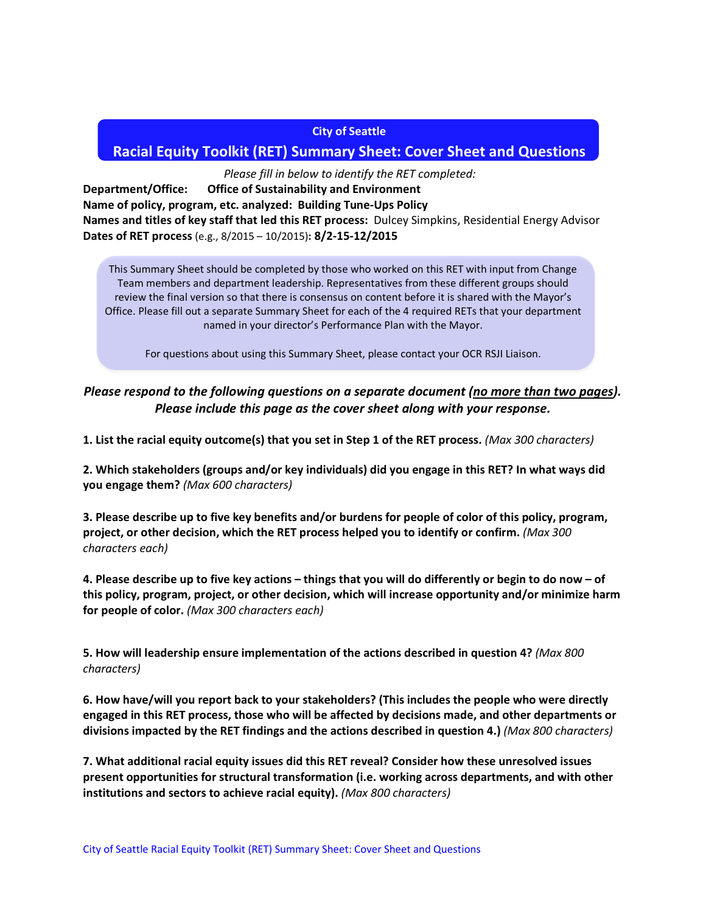# City of Seattle

## Racial Equity Toolkit (RET) Summary Sheet: Cover Sheet and Questions

*Please fill in below to identify the RET completed:*

**Department/Office:** **Office of Sustainability and Environment**
**Name of policy, program, etc. analyzed: Building Tune-Ups Policy**
**Names and titles of key staff that led this RET process:** Dulcey Simpkins, Residential Energy Advisor
**Dates of RET process** (e.g., 8/2015 – 10/2015)**: 8/2-15-12/2015**

This Summary Sheet should be completed by those who worked on this RET with input from Change Team members and department leadership. Representatives from these different groups should review the final version so that there is consensus on content before it is shared with the Mayor's Office. Please fill out a separate Summary Sheet for each of the 4 required RETs that your department named in your director's Performance Plan with the Mayor.

For questions about using this Summary Sheet, please contact your OCR RSJI Liaison.

***Please respond to the following questions on a separate document (<u>no more than two pages</u>). Please include this page as the cover sheet along with your response.***

**1. List the racial equity outcome(s) that you set in Step 1 of the RET process.** *(Max 300 characters)*

**2. Which stakeholders (groups and/or key individuals) did you engage in this RET? In what ways did you engage them?** *(Max 600 characters)*

**3. Please describe up to five key benefits and/or burdens for people of color of this policy, program, project, or other decision, which the RET process helped you to identify or confirm.** *(Max 300 characters each)*

**4. Please describe up to five key actions – things that you will do differently or begin to do now – of this policy, program, project, or other decision, which will increase opportunity and/or minimize harm for people of color.** *(Max 300 characters each)*

**5. How will leadership ensure implementation of the actions described in question 4?** *(Max 800 characters)*

**6. How have/will you report back to your stakeholders? (This includes the people who were directly engaged in this RET process, those who will be affected by decisions made, and other departments or divisions impacted by the RET findings and the actions described in question 4.)** *(Max 800 characters)*

**7. What additional racial equity issues did this RET reveal? Consider how these unresolved issues present opportunities for structural transformation (i.e. working across departments, and with other institutions and sectors to achieve racial equity).** *(Max 800 characters)*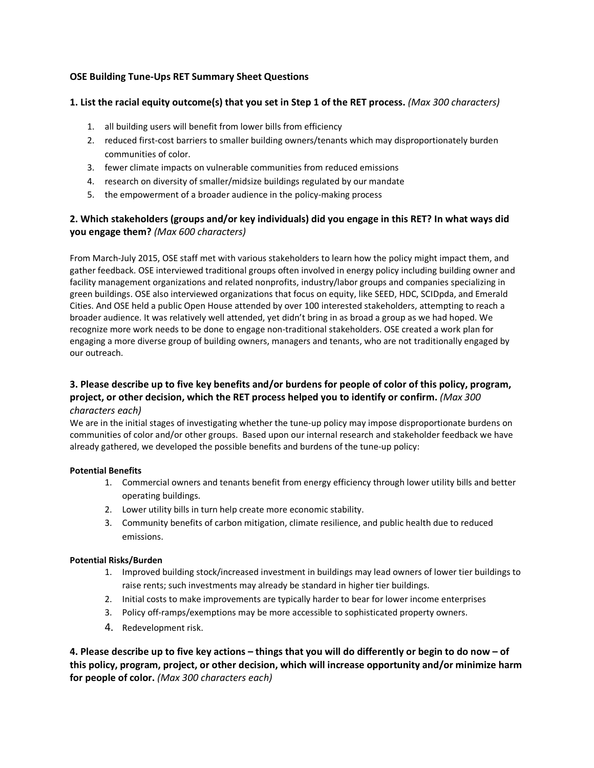**OSE Building Tune-Ups RET Summary Sheet Questions**

### 1. List the racial equity outcome(s) that you set in Step 1 of the RET process. *(Max 300 characters)*

1. all building users will benefit from lower bills from efficiency
2. reduced first-cost barriers to smaller building owners/tenants which may disproportionately burden communities of color.
3. fewer climate impacts on vulnerable communities from reduced emissions
4. research on diversity of smaller/midsize buildings regulated by our mandate
5. the empowerment of a broader audience in the policy-making process

### 2. Which stakeholders (groups and/or key individuals) did you engage in this RET? In what ways did you engage them? *(Max 600 characters)*

From March-July 2015, OSE staff met with various stakeholders to learn how the policy might impact them, and gather feedback. OSE interviewed traditional groups often involved in energy policy including building owner and facility management organizations and related nonprofits, industry/labor groups and companies specializing in green buildings. OSE also interviewed organizations that focus on equity, like SEED, HDC, SCIDpda, and Emerald Cities. And OSE held a public Open House attended by over 100 interested stakeholders, attempting to reach a broader audience. It was relatively well attended, yet didn't bring in as broad a group as we had hoped. We recognize more work needs to be done to engage non-traditional stakeholders. OSE created a work plan for engaging a more diverse group of building owners, managers and tenants, who are not traditionally engaged by our outreach.

### 3. Please describe up to five key benefits and/or burdens for people of color of this policy, program, project, or other decision, which the RET process helped you to identify or confirm. *(Max 300 characters each)*

We are in the initial stages of investigating whether the tune-up policy may impose disproportionate burdens on communities of color and/or other groups. Based upon our internal research and stakeholder feedback we have already gathered, we developed the possible benefits and burdens of the tune-up policy:

**Potential Benefits**

1. Commercial owners and tenants benefit from energy efficiency through lower utility bills and better operating buildings.
2. Lower utility bills in turn help create more economic stability.
3. Community benefits of carbon mitigation, climate resilience, and public health due to reduced emissions.

**Potential Risks/Burden**

1. Improved building stock/increased investment in buildings may lead owners of lower tier buildings to raise rents; such investments may already be standard in higher tier buildings.
2. Initial costs to make improvements are typically harder to bear for lower income enterprises
3. Policy off-ramps/exemptions may be more accessible to sophisticated property owners.
4. Redevelopment risk.

### 4. Please describe up to five key actions – things that you will do differently or begin to do now – of this policy, program, project, or other decision, which will increase opportunity and/or minimize harm for people of color. *(Max 300 characters each)*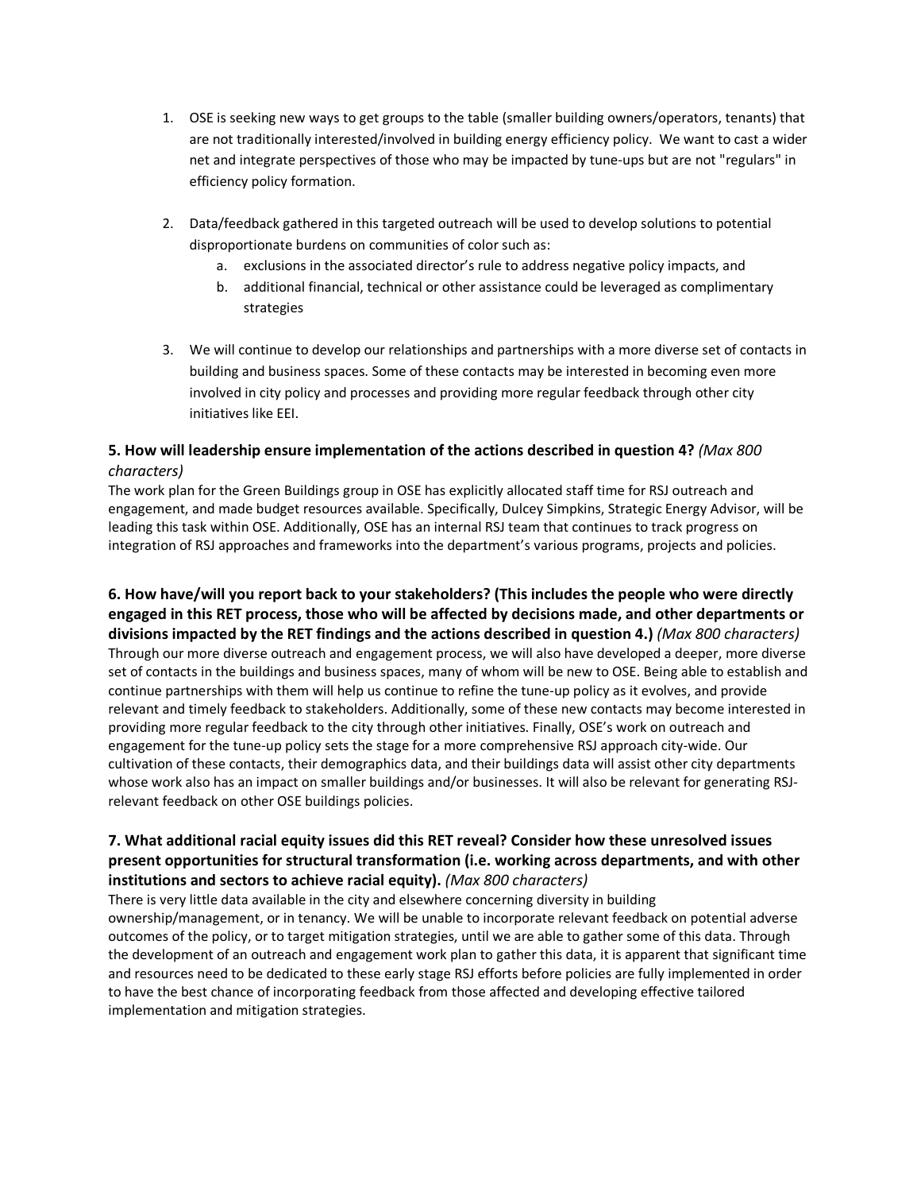1. OSE is seeking new ways to get groups to the table (smaller building owners/operators, tenants) that are not traditionally interested/involved in building energy efficiency policy. We want to cast a wider net and integrate perspectives of those who may be impacted by tune-ups but are not "regulars" in efficiency policy formation.

2. Data/feedback gathered in this targeted outreach will be used to develop solutions to potential disproportionate burdens on communities of color such as:
   a. exclusions in the associated director's rule to address negative policy impacts, and
   b. additional financial, technical or other assistance could be leveraged as complimentary strategies

3. We will continue to develop our relationships and partnerships with a more diverse set of contacts in building and business spaces. Some of these contacts may be interested in becoming even more involved in city policy and processes and providing more regular feedback through other city initiatives like EEI.

**5. How will leadership ensure implementation of the actions described in question 4?** *(Max 800 characters)*

The work plan for the Green Buildings group in OSE has explicitly allocated staff time for RSJ outreach and engagement, and made budget resources available. Specifically, Dulcey Simpkins, Strategic Energy Advisor, will be leading this task within OSE. Additionally, OSE has an internal RSJ team that continues to track progress on integration of RSJ approaches and frameworks into the department's various programs, projects and policies.

**6. How have/will you report back to your stakeholders? (This includes the people who were directly engaged in this RET process, those who will be affected by decisions made, and other departments or divisions impacted by the RET findings and the actions described in question 4.)** *(Max 800 characters)*

Through our more diverse outreach and engagement process, we will also have developed a deeper, more diverse set of contacts in the buildings and business spaces, many of whom will be new to OSE. Being able to establish and continue partnerships with them will help us continue to refine the tune-up policy as it evolves, and provide relevant and timely feedback to stakeholders. Additionally, some of these new contacts may become interested in providing more regular feedback to the city through other initiatives. Finally, OSE's work on outreach and engagement for the tune-up policy sets the stage for a more comprehensive RSJ approach city-wide. Our cultivation of these contacts, their demographics data, and their buildings data will assist other city departments whose work also has an impact on smaller buildings and/or businesses. It will also be relevant for generating RSJ-relevant feedback on other OSE buildings policies.

**7. What additional racial equity issues did this RET reveal? Consider how these unresolved issues present opportunities for structural transformation (i.e. working across departments, and with other institutions and sectors to achieve racial equity).** *(Max 800 characters)*

There is very little data available in the city and elsewhere concerning diversity in building ownership/management, or in tenancy. We will be unable to incorporate relevant feedback on potential adverse outcomes of the policy, or to target mitigation strategies, until we are able to gather some of this data. Through the development of an outreach and engagement work plan to gather this data, it is apparent that significant time and resources need to be dedicated to these early stage RSJ efforts before policies are fully implemented in order to have the best chance of incorporating feedback from those affected and developing effective tailored implementation and mitigation strategies.